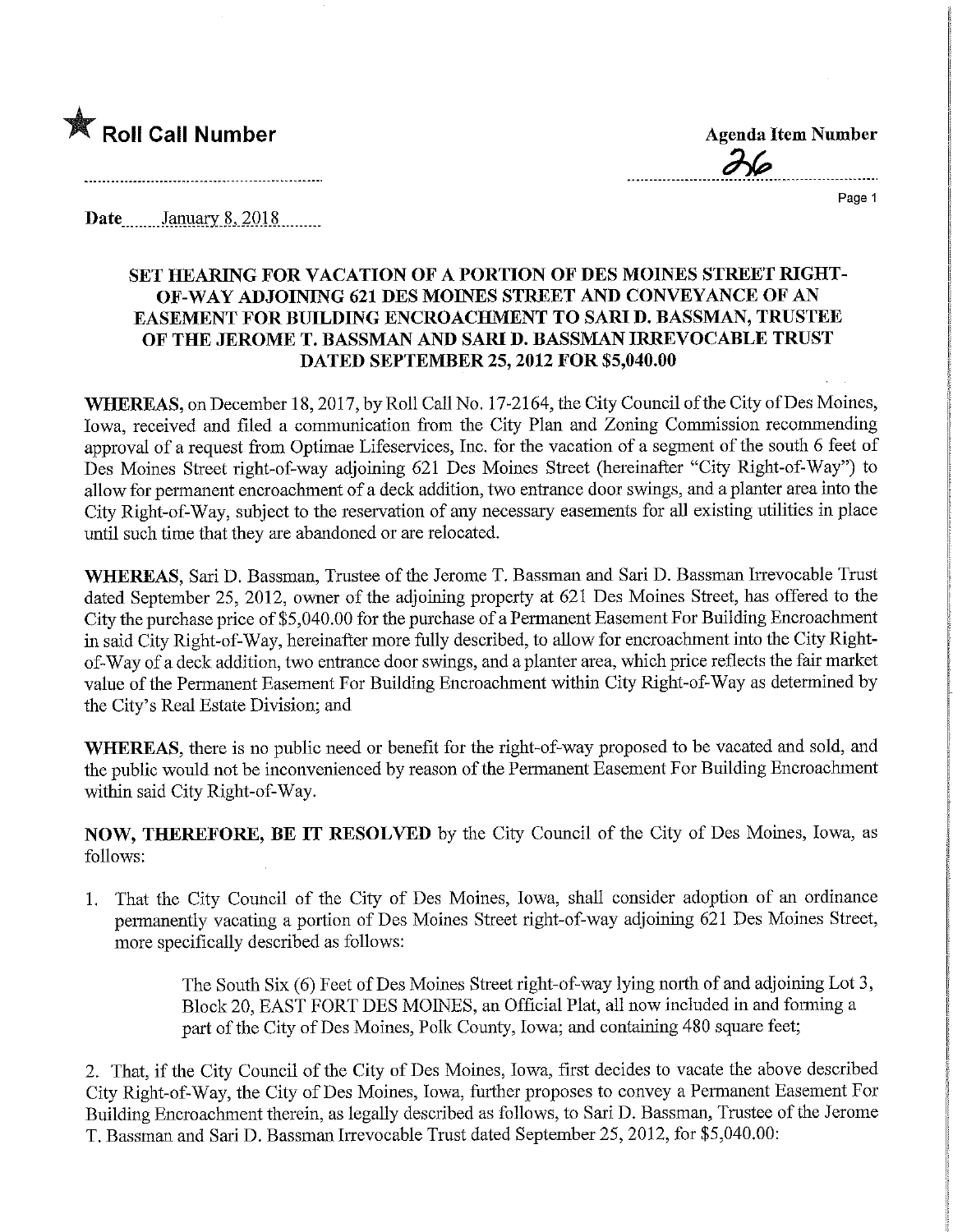★ **Roll Call Number**

**Agenda Item Number**

26

Date January 8, 2018

**SET HEARING FOR VACATION OF A PORTION OF DES MOINES STREET RIGHT-OF-WAY ADJOINING 621 DES MOINES STREET AND CONVEYANCE OF AN EASEMENT FOR BUILDING ENCROACHMENT TO SARI D. BASSMAN, TRUSTEE OF THE JEROME T. BASSMAN AND SARI D. BASSMAN IRREVOCABLE TRUST DATED SEPTEMBER 25, 2012 FOR $5,040.00**

**WHEREAS,** on December 18, 2017, by Roll Call No. 17-2164, the City Council of the City of Des Moines, Iowa, received and filed a communication from the City Plan and Zoning Commission recommending approval of a request from Optimae Lifeservices, Inc. for the vacation of a segment of the south 6 feet of Des Moines Street right-of-way adjoining 621 Des Moines Street (hereinafter "City Right-of-Way") to allow for permanent encroachment of a deck addition, two entrance door swings, and a planter area into the City Right-of-Way, subject to the reservation of any necessary easements for all existing utilities in place until such time that they are abandoned or are relocated.

**WHEREAS,** Sari D. Bassman, Trustee of the Jerome T. Bassman and Sari D. Bassman Irrevocable Trust dated September 25, 2012, owner of the adjoining property at 621 Des Moines Street, has offered to the City the purchase price of $5,040.00 for the purchase of a Permanent Easement For Building Encroachment in said City Right-of-Way, hereinafter more fully described, to allow for encroachment into the City Right-of-Way of a deck addition, two entrance door swings, and a planter area, which price reflects the fair market value of the Permanent Easement For Building Encroachment within City Right-of-Way as determined by the City's Real Estate Division; and

**WHEREAS,** there is no public need or benefit for the right-of-way proposed to be vacated and sold, and the public would not be inconvenienced by reason of the Permanent Easement For Building Encroachment within said City Right-of-Way.

**NOW, THEREFORE, BE IT RESOLVED** by the City Council of the City of Des Moines, Iowa, as follows:

1. That the City Council of the City of Des Moines, Iowa, shall consider adoption of an ordinance permanently vacating a portion of Des Moines Street right-of-way adjoining 621 Des Moines Street, more specifically described as follows:

   The South Six (6) Feet of Des Moines Street right-of-way lying north of and adjoining Lot 3, Block 20, EAST FORT DES MOINES, an Official Plat, all now included in and forming a part of the City of Des Moines, Polk County, Iowa; and containing 480 square feet;

2. That, if the City Council of the City of Des Moines, Iowa, first decides to vacate the above described City Right-of-Way, the City of Des Moines, Iowa, further proposes to convey a Permanent Easement For Building Encroachment therein, as legally described as follows, to Sari D. Bassman, Trustee of the Jerome T. Bassman and Sari D. Bassman Irrevocable Trust dated September 25, 2012, for $5,040.00: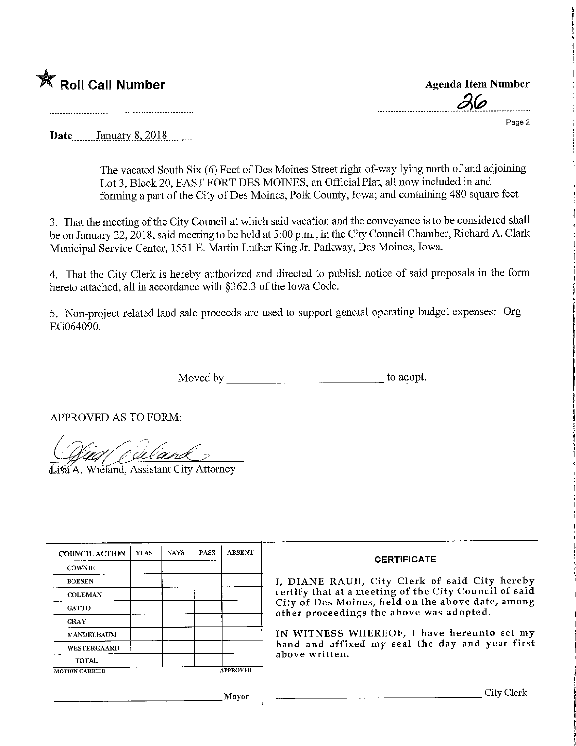★ **Roll Call Number**

**Agenda Item Number**

36

**Date** January 8, 2018

The vacated South Six (6) Feet of Des Moines Street right-of-way lying north of and adjoining Lot 3, Block 20, EAST FORT DES MOINES, an Official Plat, all now included in and forming a part of the City of Des Moines, Polk County, Iowa; and containing 480 square feet

3. That the meeting of the City Council at which said vacation and the conveyance is to be considered shall be on January 22, 2018, said meeting to be held at 5:00 p.m., in the City Council Chamber, Richard A. Clark Municipal Service Center, 1551 E. Martin Luther King Jr. Parkway, Des Moines, Iowa.

4. That the City Clerk is hereby authorized and directed to publish notice of said proposals in the form hereto attached, all in accordance with §362.3 of the Iowa Code.

5. Non-project related land sale proceeds are used to support general operating budget expenses: Org – EG064090.

Moved by ______________________ to adopt.

APPROVED AS TO FORM:

Lisa A. Wieland, Assistant City Attorney

| COUNCIL ACTION | YEAS | NAYS | PASS | ABSENT |
|---|---|---|---|---|
| COWNIE | | | | |
| BOESEN | | | | |
| COLEMAN | | | | |
| GATTO | | | | |
| GRAY | | | | |
| MANDELBAUM | | | | |
| WESTERGAARD | | | | |
| TOTAL | | | | |

MOTION CARRIED APPROVED

______________________ Mayor

**CERTIFICATE**

I, DIANE RAUH, City Clerk of said City hereby certify that at a meeting of the City Council of said City of Des Moines, held on the above date, among other proceedings the above was adopted.

IN WITNESS WHEREOF, I have hereunto set my hand and affixed my seal the day and year first above written.

______________________ City Clerk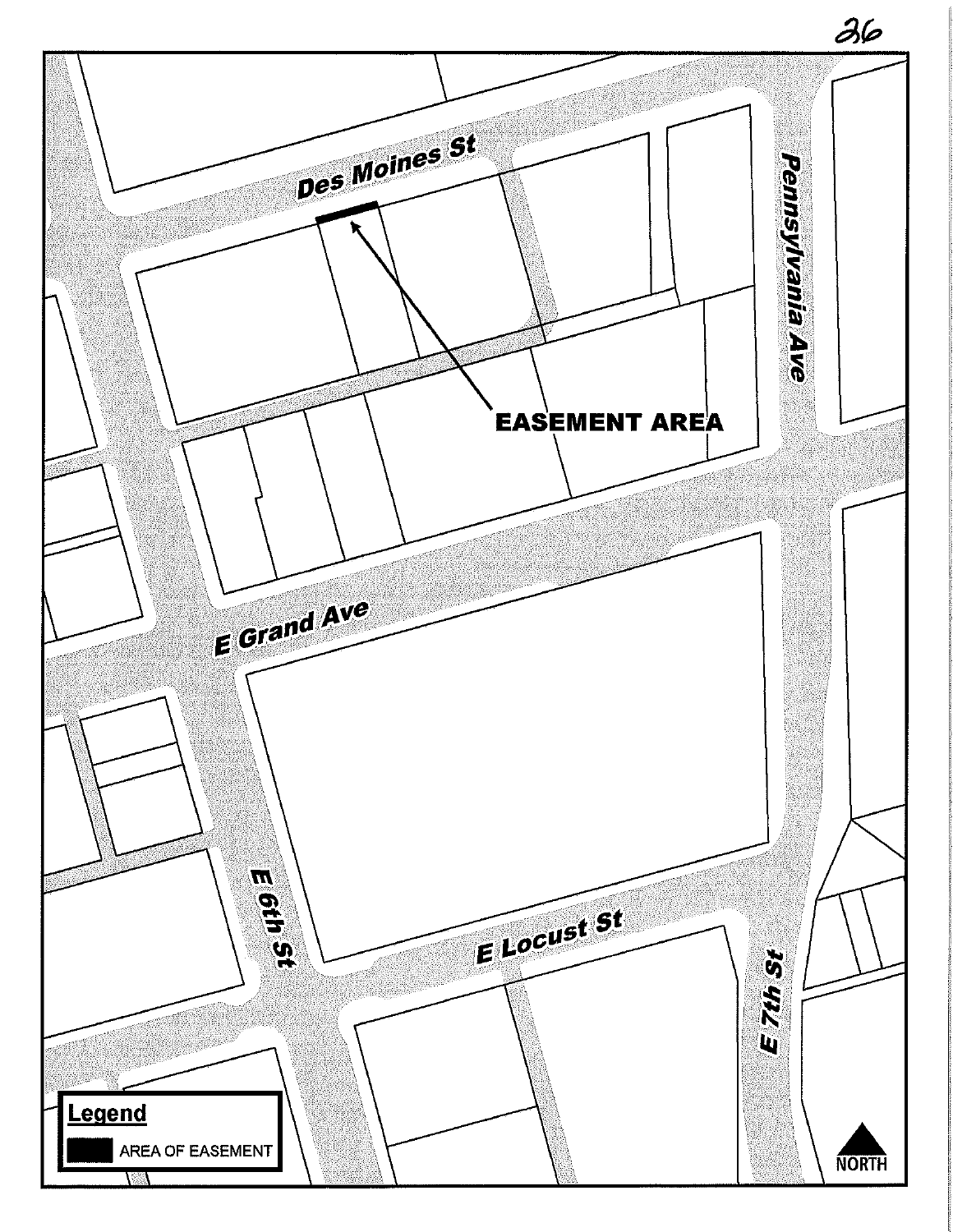Des Moines St

Pennsylvania Ave

EASEMENT AREA

E Grand Ave

E 6th St

E Locust St

E 7th St

**Legend**

AREA OF EASEMENT

NORTH